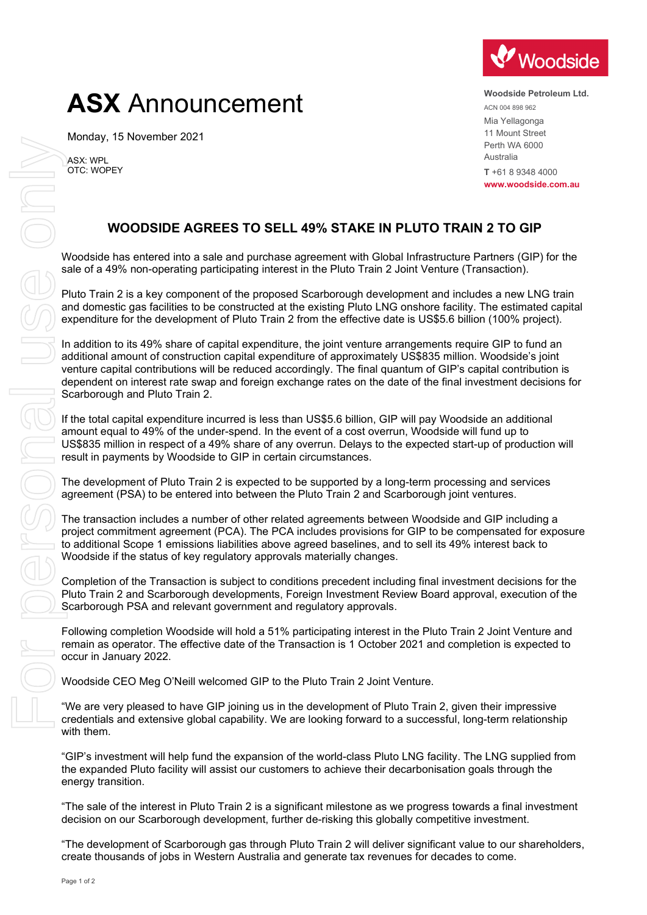# **ASX** Announcement

Monday, 15 November 2021

ASX: WPL
OTC: WOPEY

**Woodside Petroleum Ltd.**
ACN 004 898 962
Mia Yellagonga
11 Mount Street
Perth WA 6000
Australia
**T** +61 8 9348 4000
**www.woodside.com.au**

## WOODSIDE AGREES TO SELL 49% STAKE IN PLUTO TRAIN 2 TO GIP

Woodside has entered into a sale and purchase agreement with Global Infrastructure Partners (GIP) for the sale of a 49% non-operating participating interest in the Pluto Train 2 Joint Venture (Transaction).

Pluto Train 2 is a key component of the proposed Scarborough development and includes a new LNG train and domestic gas facilities to be constructed at the existing Pluto LNG onshore facility. The estimated capital expenditure for the development of Pluto Train 2 from the effective date is US$5.6 billion (100% project).

In addition to its 49% share of capital expenditure, the joint venture arrangements require GIP to fund an additional amount of construction capital expenditure of approximately US$835 million. Woodside's joint venture capital contributions will be reduced accordingly. The final quantum of GIP's capital contribution is dependent on interest rate swap and foreign exchange rates on the date of the final investment decisions for Scarborough and Pluto Train 2.

If the total capital expenditure incurred is less than US$5.6 billion, GIP will pay Woodside an additional amount equal to 49% of the under-spend. In the event of a cost overrun, Woodside will fund up to US$835 million in respect of a 49% share of any overrun. Delays to the expected start-up of production will result in payments by Woodside to GIP in certain circumstances.

The development of Pluto Train 2 is expected to be supported by a long-term processing and services agreement (PSA) to be entered into between the Pluto Train 2 and Scarborough joint ventures.

The transaction includes a number of other related agreements between Woodside and GIP including a project commitment agreement (PCA). The PCA includes provisions for GIP to be compensated for exposure to additional Scope 1 emissions liabilities above agreed baselines, and to sell its 49% interest back to Woodside if the status of key regulatory approvals materially changes.

Completion of the Transaction is subject to conditions precedent including final investment decisions for the Pluto Train 2 and Scarborough developments, Foreign Investment Review Board approval, execution of the Scarborough PSA and relevant government and regulatory approvals.

Following completion Woodside will hold a 51% participating interest in the Pluto Train 2 Joint Venture and remain as operator. The effective date of the Transaction is 1 October 2021 and completion is expected to occur in January 2022.

Woodside CEO Meg O'Neill welcomed GIP to the Pluto Train 2 Joint Venture.

"We are very pleased to have GIP joining us in the development of Pluto Train 2, given their impressive credentials and extensive global capability. We are looking forward to a successful, long-term relationship with them.

"GIP's investment will help fund the expansion of the world-class Pluto LNG facility. The LNG supplied from the expanded Pluto facility will assist our customers to achieve their decarbonisation goals through the energy transition.

"The sale of the interest in Pluto Train 2 is a significant milestone as we progress towards a final investment decision on our Scarborough development, further de-risking this globally competitive investment.

"The development of Scarborough gas through Pluto Train 2 will deliver significant value to our shareholders, create thousands of jobs in Western Australia and generate tax revenues for decades to come.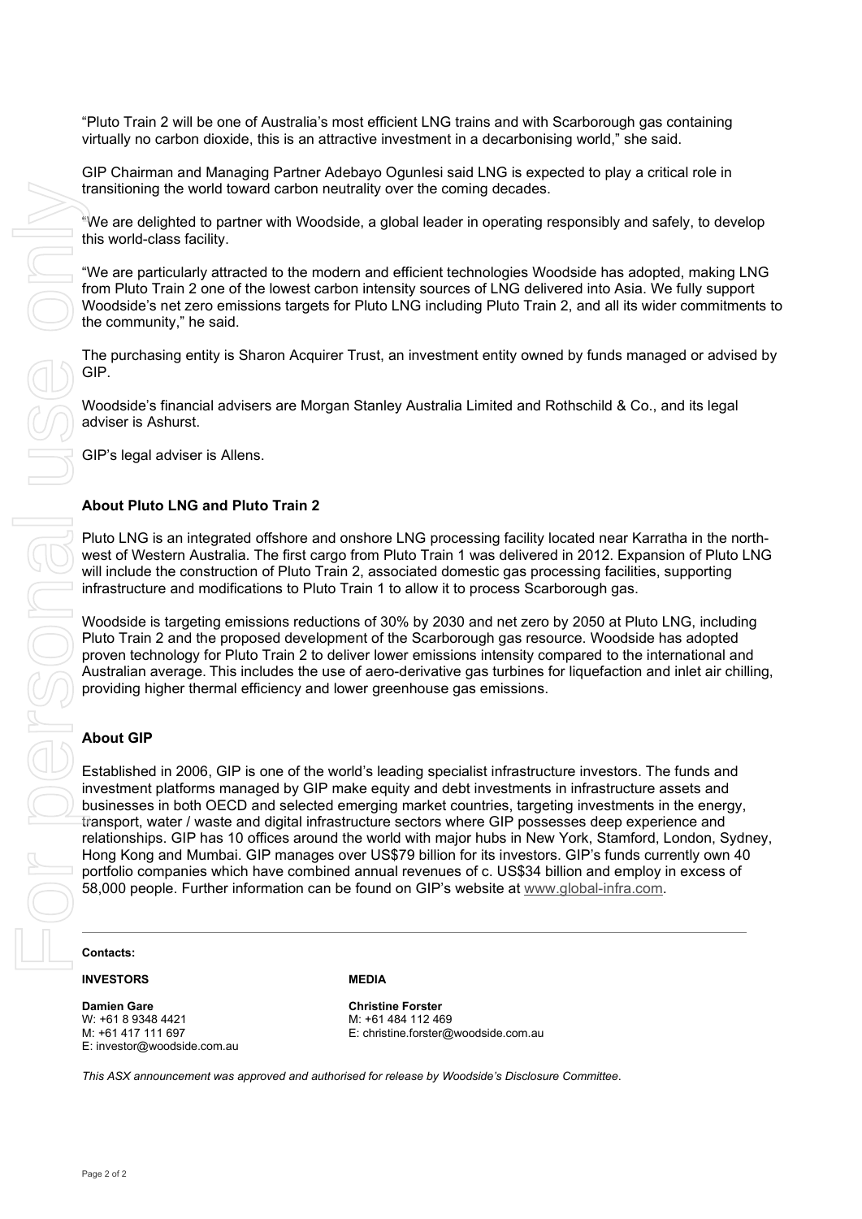"Pluto Train 2 will be one of Australia's most efficient LNG trains and with Scarborough gas containing virtually no carbon dioxide, this is an attractive investment in a decarbonising world," she said.

GIP Chairman and Managing Partner Adebayo Ogunlesi said LNG is expected to play a critical role in transitioning the world toward carbon neutrality over the coming decades.

"We are delighted to partner with Woodside, a global leader in operating responsibly and safely, to develop this world-class facility.

"We are particularly attracted to the modern and efficient technologies Woodside has adopted, making LNG from Pluto Train 2 one of the lowest carbon intensity sources of LNG delivered into Asia. We fully support Woodside's net zero emissions targets for Pluto LNG including Pluto Train 2, and all its wider commitments to the community," he said.

The purchasing entity is Sharon Acquirer Trust, an investment entity owned by funds managed or advised by GIP.

Woodside's financial advisers are Morgan Stanley Australia Limited and Rothschild & Co., and its legal adviser is Ashurst.

GIP's legal adviser is Allens.

## About Pluto LNG and Pluto Train 2

Pluto LNG is an integrated offshore and onshore LNG processing facility located near Karratha in the north-west of Western Australia. The first cargo from Pluto Train 1 was delivered in 2012. Expansion of Pluto LNG will include the construction of Pluto Train 2, associated domestic gas processing facilities, supporting infrastructure and modifications to Pluto Train 1 to allow it to process Scarborough gas.

Woodside is targeting emissions reductions of 30% by 2030 and net zero by 2050 at Pluto LNG, including Pluto Train 2 and the proposed development of the Scarborough gas resource. Woodside has adopted proven technology for Pluto Train 2 to deliver lower emissions intensity compared to the international and Australian average. This includes the use of aero-derivative gas turbines for liquefaction and inlet air chilling, providing higher thermal efficiency and lower greenhouse gas emissions.

## About GIP

Established in 2006, GIP is one of the world's leading specialist infrastructure investors. The funds and investment platforms managed by GIP make equity and debt investments in infrastructure assets and businesses in both OECD and selected emerging market countries, targeting investments in the energy, transport, water / waste and digital infrastructure sectors where GIP possesses deep experience and relationships. GIP has 10 offices around the world with major hubs in New York, Stamford, London, Sydney, Hong Kong and Mumbai. GIP manages over US$79 billion for its investors. GIP's funds currently own 40 portfolio companies which have combined annual revenues of c. US$34 billion and employ in excess of 58,000 people. Further information can be found on GIP's website at www.global-infra.com.

---

**Contacts:**

**INVESTORS**

**Damien Gare**
W: +61 8 9348 4421
M: +61 417 111 697
E: investor@woodside.com.au

**MEDIA**

**Christine Forster**
M: +61 484 112 469
E: christine.forster@woodside.com.au

*This ASX announcement was approved and authorised for release by Woodside's Disclosure Committee.*